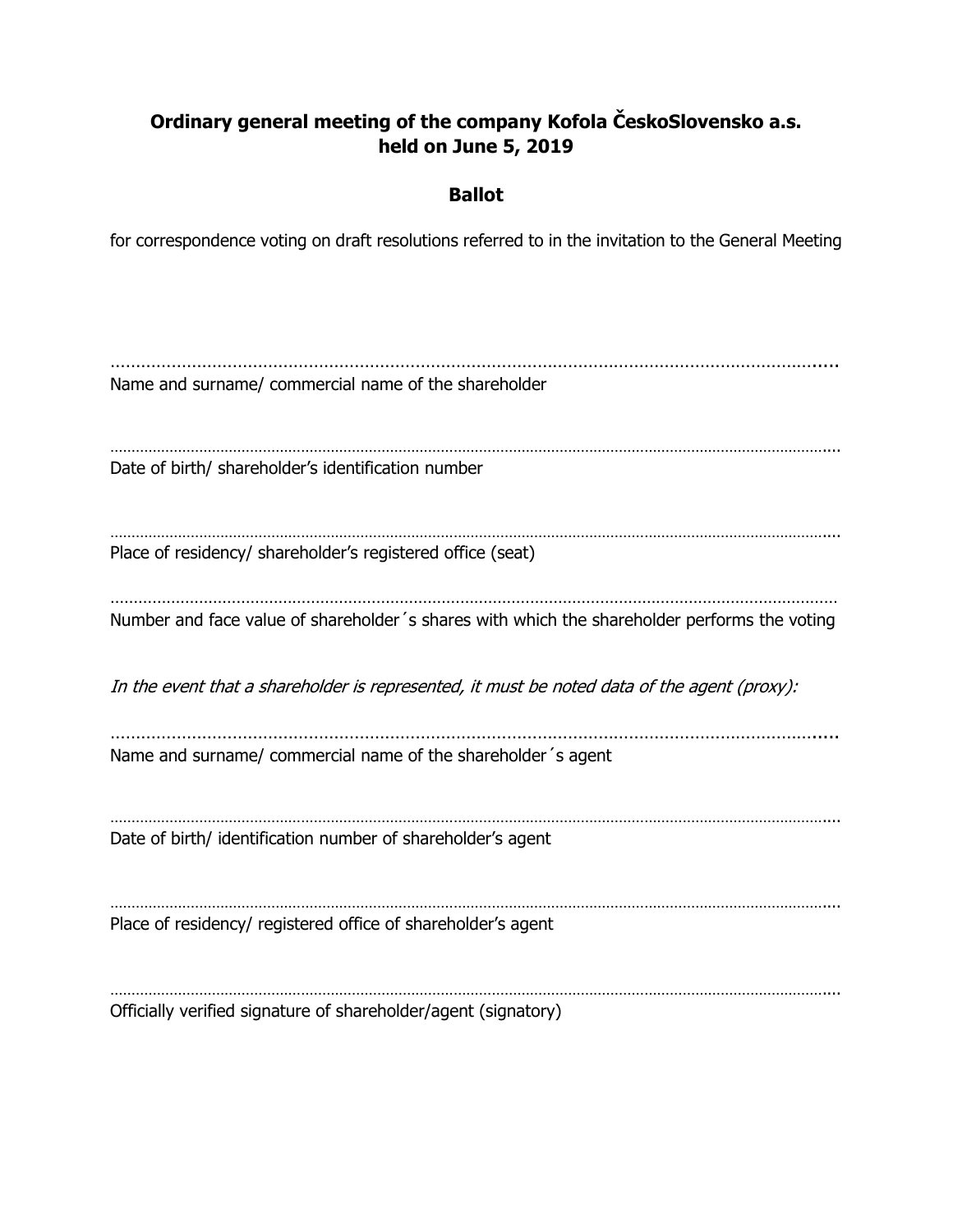**Ordinary general meeting of the company Kofola ČeskoSlovensko a.s. held on June 5, 2019**

**Ballot**

for correspondence voting on draft resolutions referred to in the invitation to the General Meeting

..............................................................................................................................................

Name and surname/ commercial name of the shareholder

……………………………………………………………………………………………………………………...

Date of birth/ shareholder's identification number

……………………………………………………………………………………………………………………...

Place of residency/ shareholder's registered office (seat)

……………………………………………………………………………………………………………………

Number and face value of shareholder´s shares with which the shareholder performs the voting

*In the event that a shareholder is represented, it must be noted data of the agent (proxy):*

..............................................................................................................................................

Name and surname/ commercial name of the shareholder´s agent

……………………………………………………………………………………………………………………...

Date of birth/ identification number of shareholder's agent

……………………………………………………………………………………………………………………...

Place of residency/ registered office of shareholder's agent

……………………………………………………………………………………………………………………...

Officially verified signature of shareholder/agent (signatory)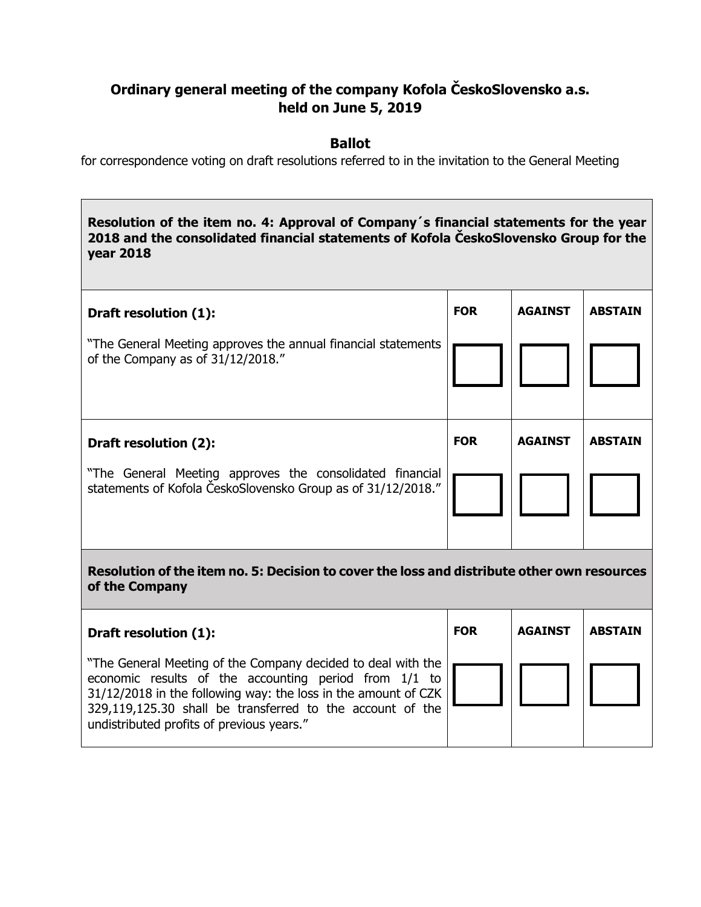**Ordinary general meeting of the company Kofola ČeskoSlovensko a.s.**
**held on June 5, 2019**

**Ballot**

for correspondence voting on draft resolutions referred to in the invitation to the General Meeting

| **Resolution of the item no. 4: Approval of Company´s financial statements for the year 2018 and the consolidated financial statements of Kofola ČeskoSlovensko Group for the year 2018** | | | |
|---|---|---|---|
| **Draft resolution (1):**<br><br>"The General Meeting approves the annual financial statements of the Company as of 31/12/2018." | **FOR**<br><br>☐ | **AGAINST**<br><br>☐ | **ABSTAIN**<br><br>☐ |
| **Draft resolution (2):**<br><br>"The General Meeting approves the consolidated financial statements of Kofola ČeskoSlovensko Group as of 31/12/2018." | **FOR**<br><br>☐ | **AGAINST**<br><br>☐ | **ABSTAIN**<br><br>☐ |
| **Resolution of the item no. 5: Decision to cover the loss and distribute other own resources of the Company** | | | |
| **Draft resolution (1):**<br><br>"The General Meeting of the Company decided to deal with the economic results of the accounting period from 1/1 to 31/12/2018 in the following way: the loss in the amount of CZK 329,119,125.30 shall be transferred to the account of the undistributed profits of previous years." | **FOR**<br><br>☐ | **AGAINST**<br><br>☐ | **ABSTAIN**<br><br>☐ |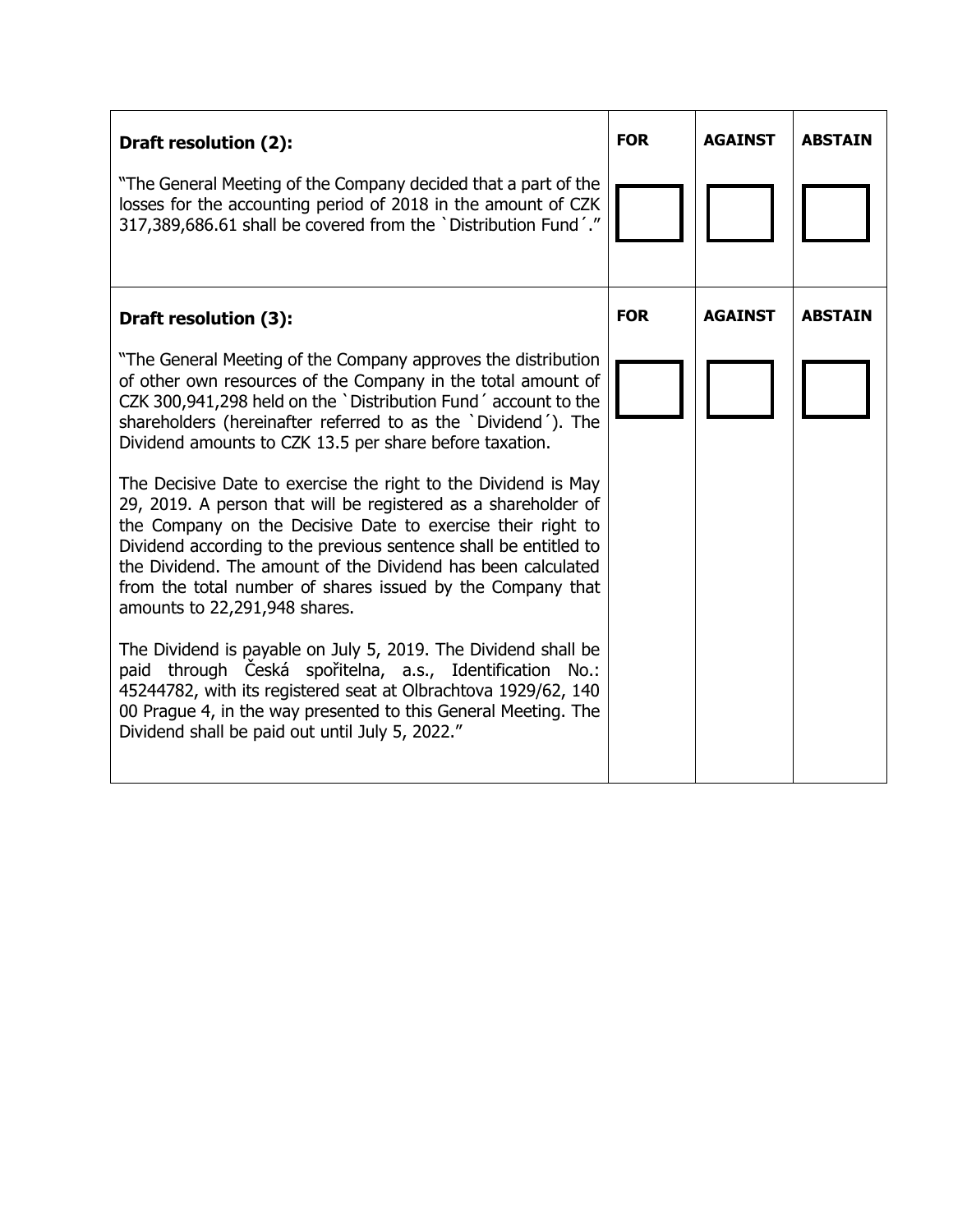| | FOR | AGAINST | ABSTAIN |
|---|---|---|---|
| **Draft resolution (2):**<br><br>"The General Meeting of the Company decided that a part of the losses for the accounting period of 2018 in the amount of CZK 317,389,686.61 shall be covered from the `Distribution Fund´." | ☐ | ☐ | ☐ |
| **Draft resolution (3):**<br><br>"The General Meeting of the Company approves the distribution of other own resources of the Company in the total amount of CZK 300,941,298 held on the `Distribution Fund´ account to the shareholders (hereinafter referred to as the `Dividend´). The Dividend amounts to CZK 13.5 per share before taxation.<br><br>The Decisive Date to exercise the right to the Dividend is May 29, 2019. A person that will be registered as a shareholder of the Company on the Decisive Date to exercise their right to Dividend according to the previous sentence shall be entitled to the Dividend. The amount of the Dividend has been calculated from the total number of shares issued by the Company that amounts to 22,291,948 shares.<br><br>The Dividend is payable on July 5, 2019. The Dividend shall be paid through Česká spořitelna, a.s., Identification No.: 45244782, with its registered seat at Olbrachtova 1929/62, 140 00 Prague 4, in the way presented to this General Meeting. The Dividend shall be paid out until July 5, 2022." | ☐ | ☐ | ☐ |